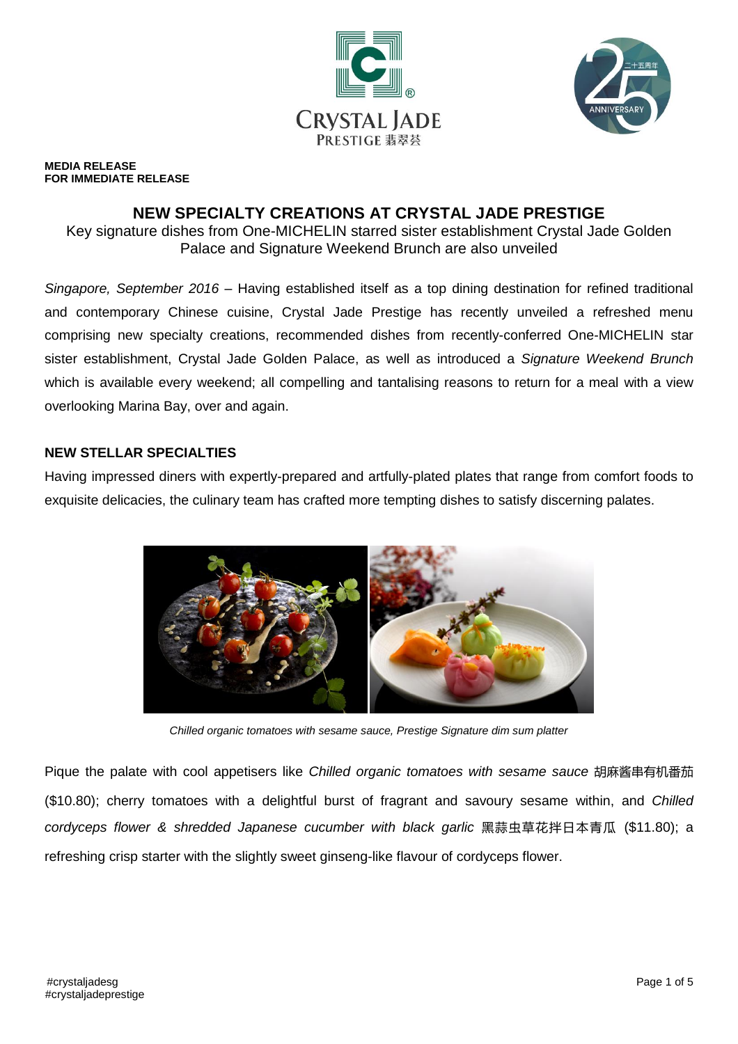**MEDIA RELEASE**
**FOR IMMEDIATE RELEASE**

# NEW SPECIALTY CREATIONS AT CRYSTAL JADE PRESTIGE

Key signature dishes from One-MICHELIN starred sister establishment Crystal Jade Golden Palace and Signature Weekend Brunch are also unveiled

*Singapore, September 2016* – Having established itself as a top dining destination for refined traditional and contemporary Chinese cuisine, Crystal Jade Prestige has recently unveiled a refreshed menu comprising new specialty creations, recommended dishes from recently-conferred One-MICHELIN star sister establishment, Crystal Jade Golden Palace, as well as introduced a *Signature Weekend Brunch* which is available every weekend; all compelling and tantalising reasons to return for a meal with a view overlooking Marina Bay, over and again.

## NEW STELLAR SPECIALTIES

Having impressed diners with expertly-prepared and artfully-plated plates that range from comfort foods to exquisite delicacies, the culinary team has crafted more tempting dishes to satisfy discerning palates.

*Chilled organic tomatoes with sesame sauce, Prestige Signature dim sum platter*

Pique the palate with cool appetisers like *Chilled organic tomatoes with sesame sauce* 胡麻酱串有机番茄 ($10.80); cherry tomatoes with a delightful burst of fragrant and savoury sesame within, and *Chilled cordyceps flower & shredded Japanese cucumber with black garlic* 黑蒜虫草花拌日本青瓜 ($11.80); a refreshing crisp starter with the slightly sweet ginseng-like flavour of cordyceps flower.

#crystaljadesg
#crystaljadeprestige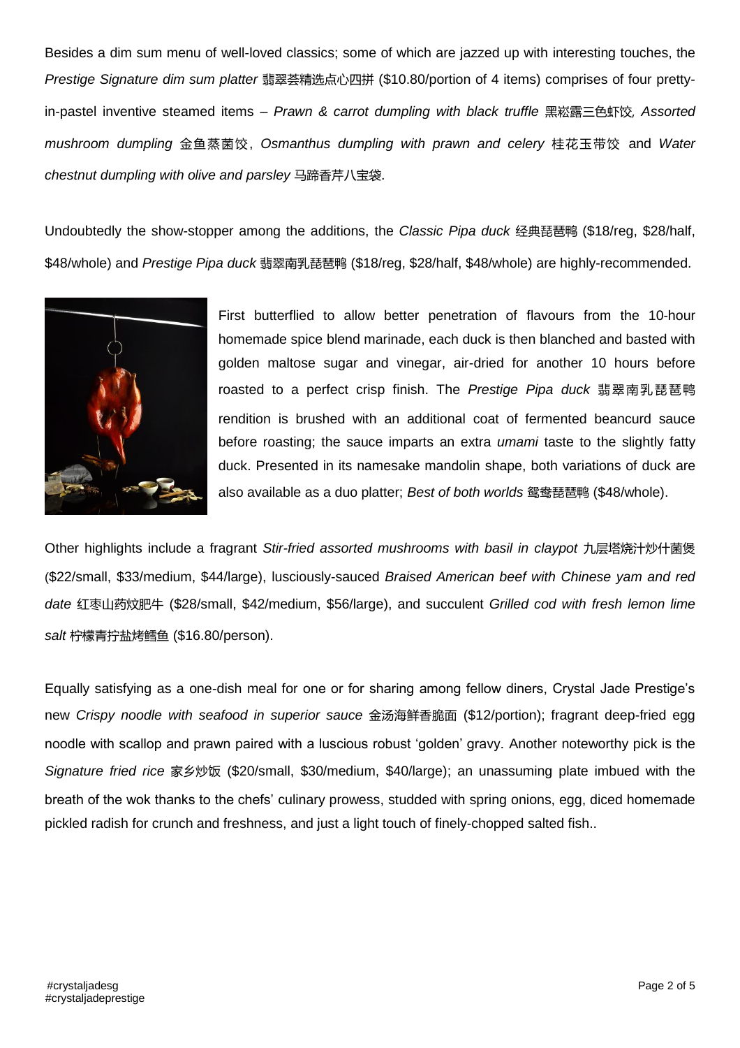Besides a dim sum menu of well-loved classics; some of which are jazzed up with interesting touches, the *Prestige Signature dim sum platter* 翡翠荟精选点心四拼 ($10.80/portion of 4 items) comprises of four pretty-in-pastel inventive steamed items – *Prawn & carrot dumpling with black truffle* 黑崧露三色虾饺*, Assorted mushroom dumpling* 金鱼蒸菌饺, *Osmanthus dumpling with prawn and celery* 桂花玉带饺 and *Water chestnut dumpling with olive and parsley* 马蹄香芹八宝袋.

Undoubtedly the show-stopper among the additions, the *Classic Pipa duck* 经典琵琶鸭 ($18/reg, $28/half, $48/whole) and *Prestige Pipa duck* 翡翠南乳琵琶鸭 ($18/reg, $28/half, $48/whole) are highly-recommended.

First butterflied to allow better penetration of flavours from the 10-hour homemade spice blend marinade, each duck is then blanched and basted with golden maltose sugar and vinegar, air-dried for another 10 hours before roasted to a perfect crisp finish. The *Prestige Pipa duck* 翡翠南乳琵琶鸭 rendition is brushed with an additional coat of fermented beancurd sauce before roasting; the sauce imparts an extra *umami* taste to the slightly fatty duck. Presented in its namesake mandolin shape, both variations of duck are also available as a duo platter; *Best of both worlds* 鸳鸯琵琶鸭 ($48/whole).

Other highlights include a fragrant *Stir-fried assorted mushrooms with basil in claypot* 九层塔烧汁炒什菌煲 ($22/small, $33/medium, $44/large), lusciously-sauced *Braised American beef with Chinese yam and red date* 红枣山药炆肥牛 ($28/small, $42/medium, $56/large), and succulent *Grilled cod with fresh lemon lime salt* 柠檬青拧盐烤鳕鱼 ($16.80/person).

Equally satisfying as a one-dish meal for one or for sharing among fellow diners, Crystal Jade Prestige's new *Crispy noodle with seafood in superior sauce* 金汤海鲜香脆面 ($12/portion); fragrant deep-fried egg noodle with scallop and prawn paired with a luscious robust 'golden' gravy. Another noteworthy pick is the *Signature fried rice* 家乡炒饭 ($20/small, $30/medium, $40/large); an unassuming plate imbued with the breath of the wok thanks to the chefs' culinary prowess, studded with spring onions, egg, diced homemade pickled radish for crunch and freshness, and just a light touch of finely-chopped salted fish..

#crystaljadesg
#crystaljadeprestige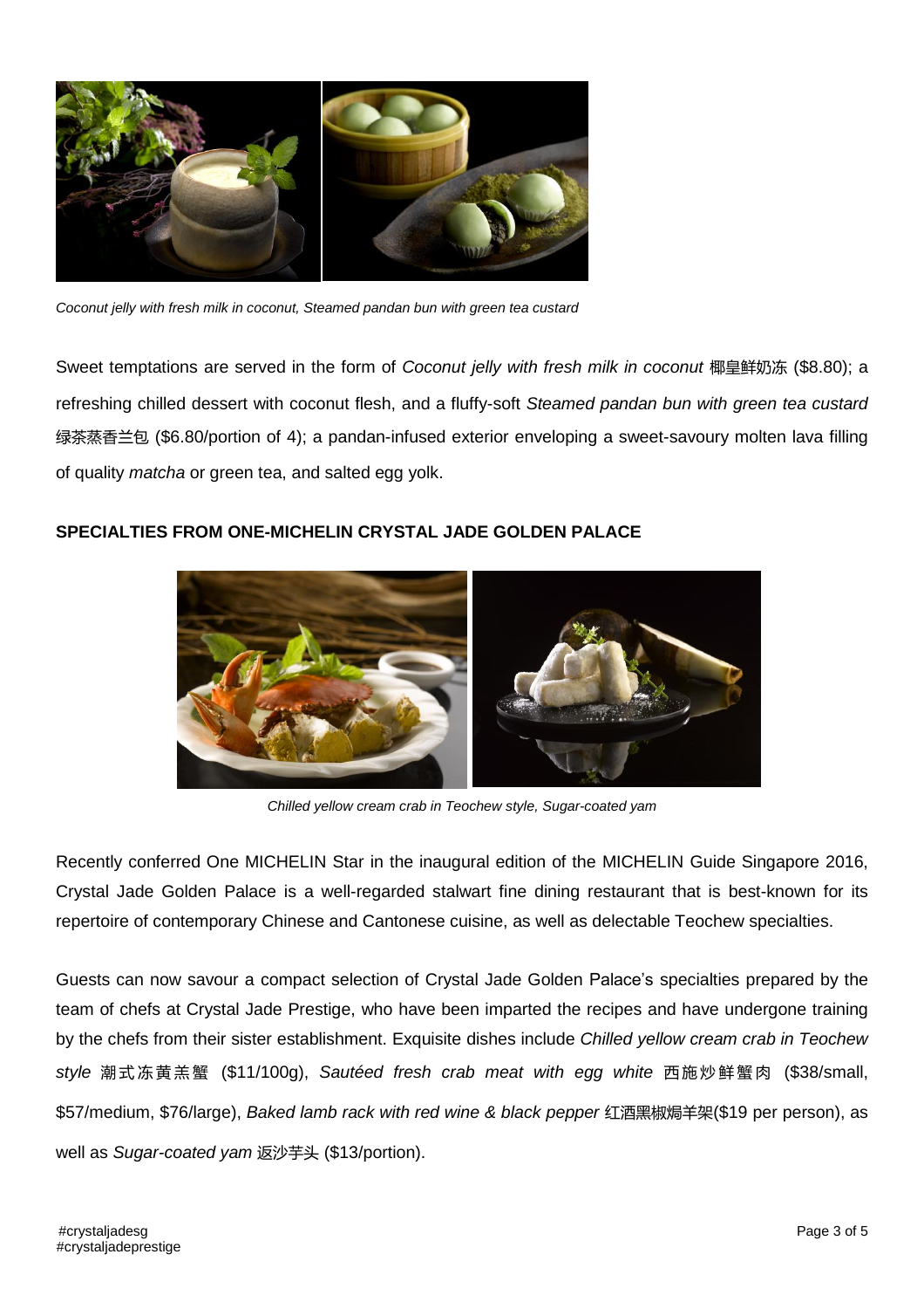*Coconut jelly with fresh milk in coconut, Steamed pandan bun with green tea custard*

Sweet temptations are served in the form of *Coconut jelly with fresh milk in coconut* 椰皇鲜奶冻 ($8.80); a refreshing chilled dessert with coconut flesh, and a fluffy-soft *Steamed pandan bun with green tea custard* 绿茶蒸香兰包 ($6.80/portion of 4); a pandan-infused exterior enveloping a sweet-savoury molten lava filling of quality *matcha* or green tea, and salted egg yolk.

**SPECIALTIES FROM ONE-MICHELIN CRYSTAL JADE GOLDEN PALACE**

*Chilled yellow cream crab in Teochew style, Sugar-coated yam*

Recently conferred One MICHELIN Star in the inaugural edition of the MICHELIN Guide Singapore 2016, Crystal Jade Golden Palace is a well-regarded stalwart fine dining restaurant that is best-known for its repertoire of contemporary Chinese and Cantonese cuisine, as well as delectable Teochew specialties.

Guests can now savour a compact selection of Crystal Jade Golden Palace's specialties prepared by the team of chefs at Crystal Jade Prestige, who have been imparted the recipes and have undergone training by the chefs from their sister establishment. Exquisite dishes include *Chilled yellow cream crab in Teochew style* 潮式冻黄羔蟹 ($11/100g), *Sautéed fresh crab meat with egg white* 西施炒鲜蟹肉 ($38/small, $57/medium, $76/large), *Baked lamb rack with red wine & black pepper* 红酒黑椒焗羊架($19 per person), as well as *Sugar-coated yam* 返沙芋头 ($13/portion).

#crystaljadesg
#crystaljadeprestige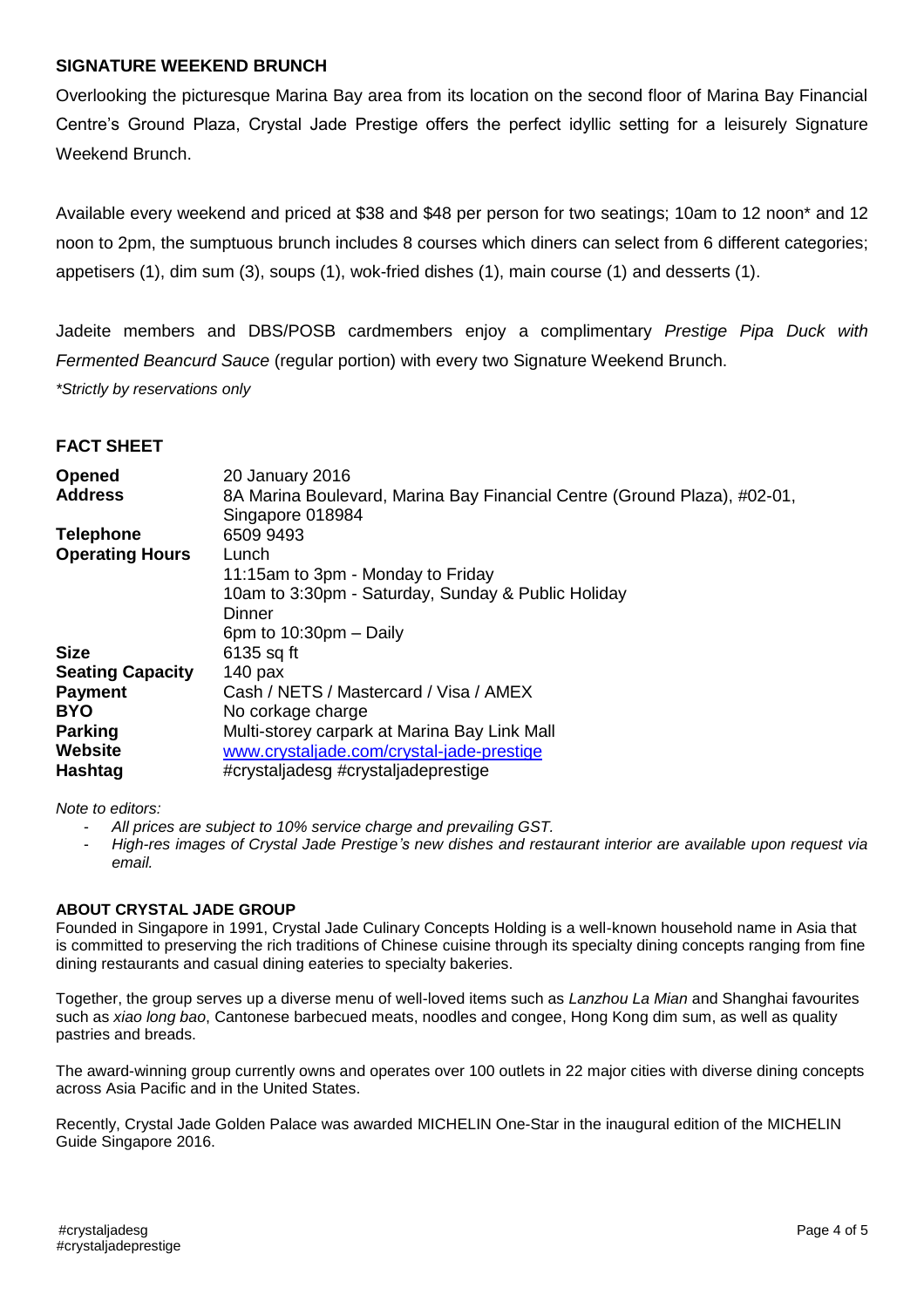## SIGNATURE WEEKEND BRUNCH

Overlooking the picturesque Marina Bay area from its location on the second floor of Marina Bay Financial Centre's Ground Plaza, Crystal Jade Prestige offers the perfect idyllic setting for a leisurely Signature Weekend Brunch.

Available every weekend and priced at $38 and $48 per person for two seatings; 10am to 12 noon* and 12 noon to 2pm, the sumptuous brunch includes 8 courses which diners can select from 6 different categories; appetisers (1), dim sum (3), soups (1), wok-fried dishes (1), main course (1) and desserts (1).

Jadeite members and DBS/POSB cardmembers enjoy a complimentary *Prestige Pipa Duck with Fermented Beancurd Sauce* (regular portion) with every two Signature Weekend Brunch.

*\*Strictly by reservations only*

## FACT SHEET

| | |
|---|---|
| **Opened** | 20 January 2016 |
| **Address** | 8A Marina Boulevard, Marina Bay Financial Centre (Ground Plaza), #02-01, Singapore 018984 |
| **Telephone** | 6509 9493 |
| **Operating Hours** | Lunch<br>11:15am to 3pm - Monday to Friday<br>10am to 3:30pm - Saturday, Sunday & Public Holiday<br>Dinner<br>6pm to 10:30pm – Daily |
| **Size** | 6135 sq ft |
| **Seating Capacity** | 140 pax |
| **Payment** | Cash / NETS / Mastercard / Visa / AMEX |
| **BYO** | No corkage charge |
| **Parking** | Multi-storey carpark at Marina Bay Link Mall |
| **Website** | www.crystaljade.com/crystal-jade-prestige |
| **Hashtag** | #crystaljadesg #crystaljadeprestige |

*Note to editors:*

- *All prices are subject to 10% service charge and prevailing GST.*
- *High-res images of Crystal Jade Prestige's new dishes and restaurant interior are available upon request via email.*

### ABOUT CRYSTAL JADE GROUP

Founded in Singapore in 1991, Crystal Jade Culinary Concepts Holding is a well-known household name in Asia that is committed to preserving the rich traditions of Chinese cuisine through its specialty dining concepts ranging from fine dining restaurants and casual dining eateries to specialty bakeries.

Together, the group serves up a diverse menu of well-loved items such as *Lanzhou La Mian* and Shanghai favourites such as *xiao long bao*, Cantonese barbecued meats, noodles and congee, Hong Kong dim sum, as well as quality pastries and breads.

The award-winning group currently owns and operates over 100 outlets in 22 major cities with diverse dining concepts across Asia Pacific and in the United States.

Recently, Crystal Jade Golden Palace was awarded MICHELIN One-Star in the inaugural edition of the MICHELIN Guide Singapore 2016.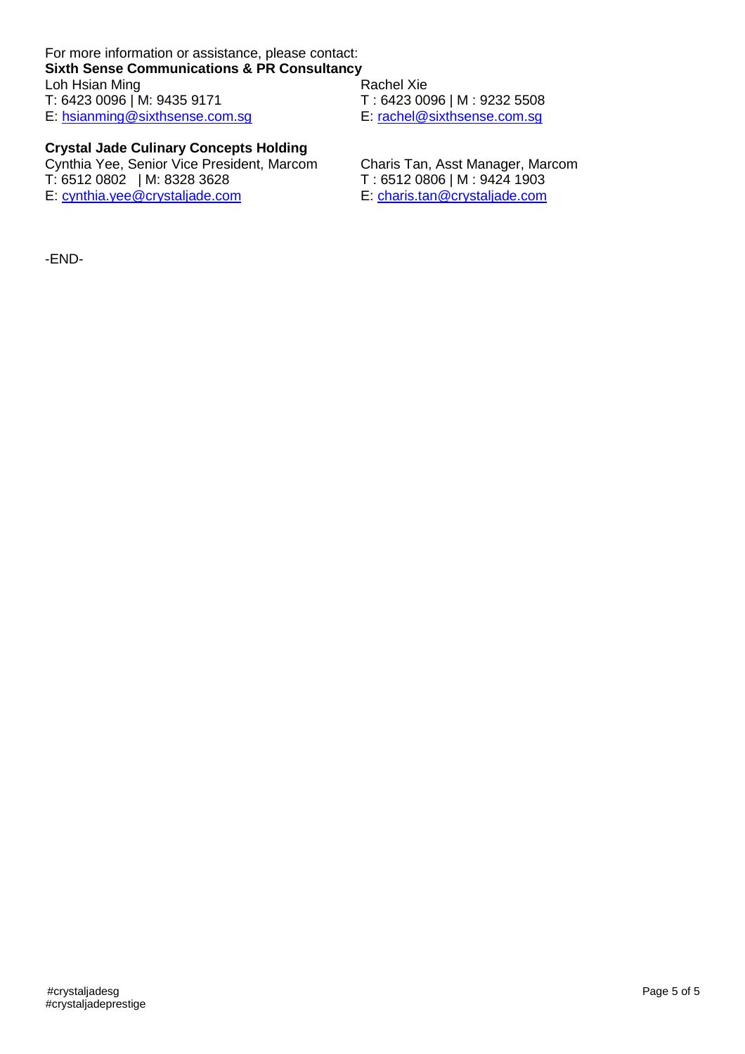For more information or assistance, please contact:

**Sixth Sense Communications & PR Consultancy**

Loh Hsian Ming
T: 6423 0096 | M: 9435 9171
E: hsianming@sixthsense.com.sg

Rachel Xie
T : 6423 0096 | M : 9232 5508
E: rachel@sixthsense.com.sg

**Crystal Jade Culinary Concepts Holding**

Cynthia Yee, Senior Vice President, Marcom
T: 6512 0802 | M: 8328 3628
E: cynthia.yee@crystaljade.com

Charis Tan, Asst Manager, Marcom
T : 6512 0806 | M : 9424 1903
E: charis.tan@crystaljade.com

-END-

#crystaljadesg
#crystaljadeprestige